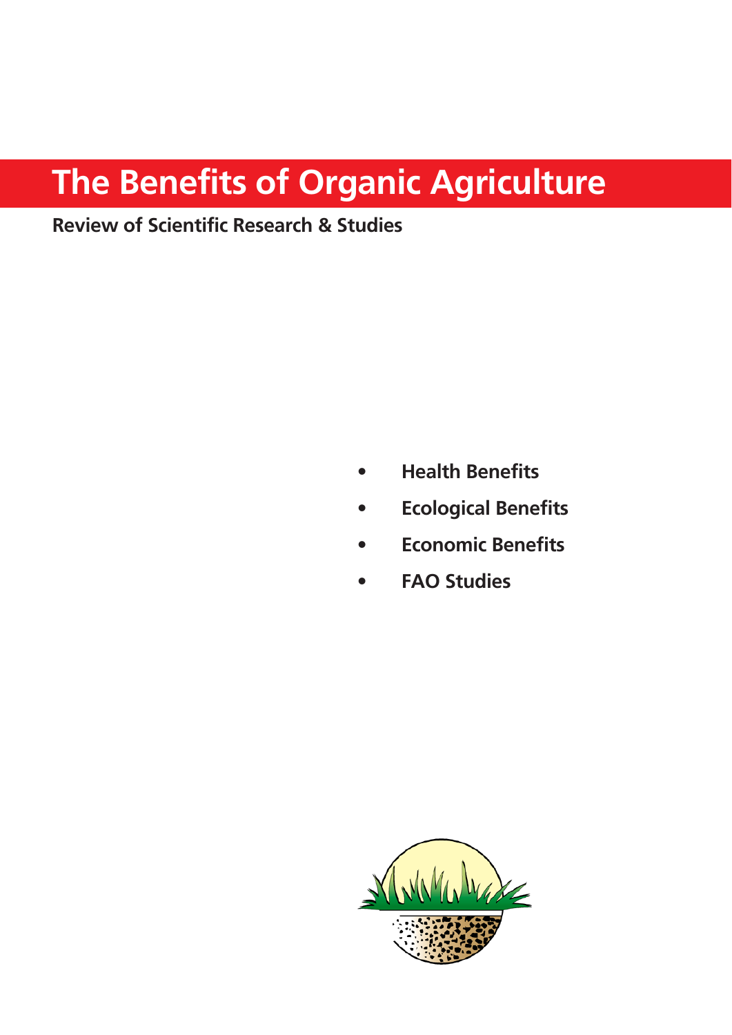# The Benefits of Organic Agriculture

**Review of Scientific Research & Studies**

- **Health Benefits**
- **Ecological Benefits**
- **Economic Benefits**
- **FAO Studies**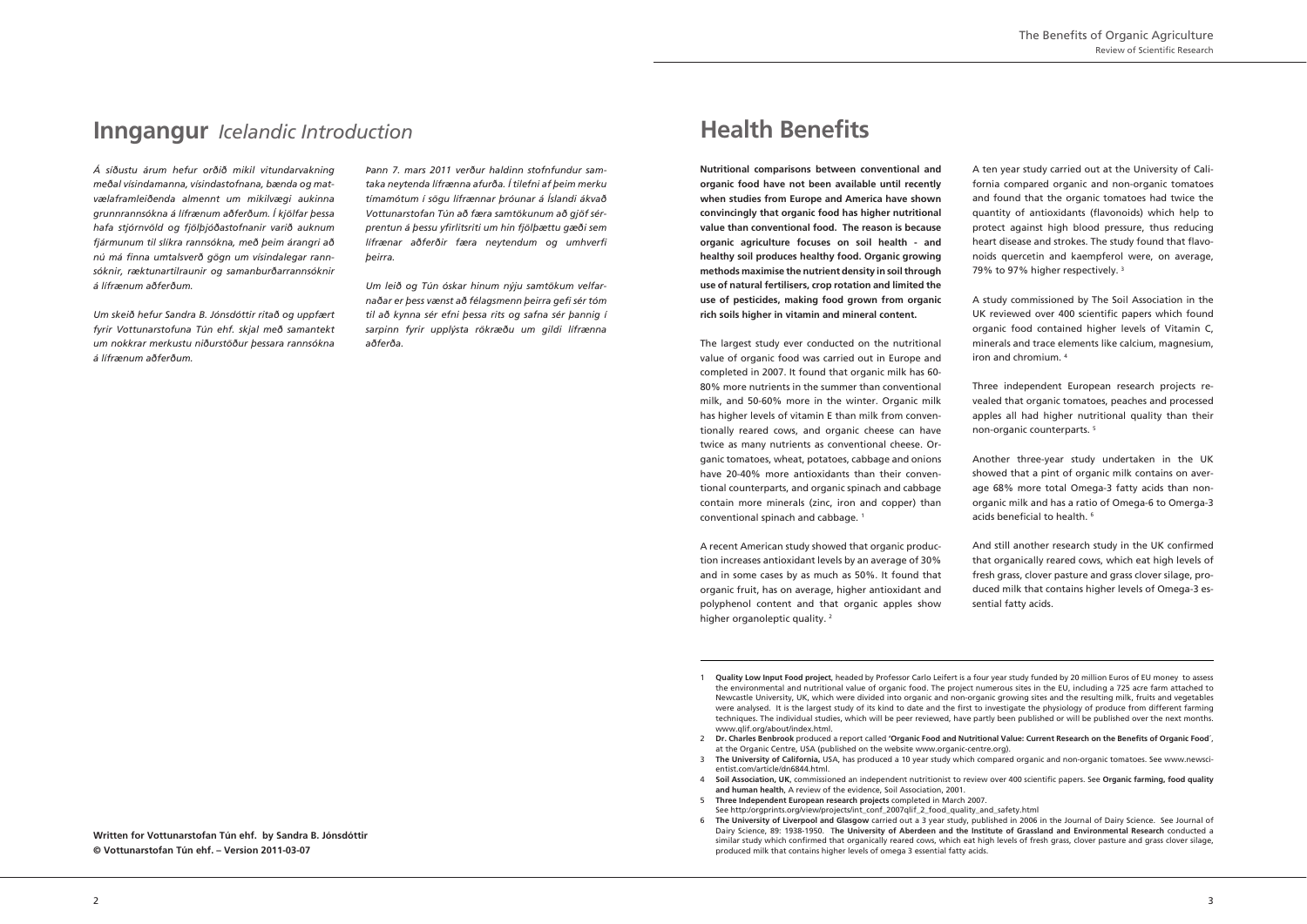# Inngangur *Icelandic Introduction*

*Á síðustu árum hefur orðið mikil vitundarvakning meðal vísindamanna, vísindastofnana, bænda og matvælaframleiðenda almennt um mikilvægi aukinna grunnrannsókna á lífrænum aðferðum. Í kjölfar þessa hafa stjórnvöld og fjölþjóðastofnanir varið auknum fjármunum til slíkra rannsókna, með þeim árangri að nú má finna umtalsverð gögn um vísindalegar rannsóknir, ræktunartilraunir og samanburðarrannsóknir á lífrænum aðferðum.*

*Um skeið hefur Sandra B. Jónsdóttir ritað og uppfært fyrir Vottunarstofuna Tún ehf. skjal með samantekt um nokkrar merkustu niðurstöður þessara rannsókna á lífrænum aðferðum.*

*Þann 7. mars 2011 verður haldinn stofnfundur samtaka neytenda lífrænna afurða. Í tilefni af þeim merku tímamótum í sögu lífrænnar þróunar á Íslandi ákvað Vottunarstofan Tún að færa samtökunum að gjöf sérprentun á þessu yfirlitsriti um hin fjölþættu gæði sem lífrænar aðferðir færa neytendum og umhverfi þeirra.*

*Um leið og Tún óskar hinum nýju samtökum velfarnaðar er þess vænst að félagsmenn þeirra gefi sér tóm til að kynna sér efni þessa rits og safna sér þannig í sarpinn fyrir upplýsta rökræðu um gildi lífrænna aðferða.*

**Written for Vottunarstofan Tún ehf. by Sandra B. Jónsdóttir**
**© Vottunarstofan Tún ehf. – Version 2011-03-07**

# Health Benefits

**Nutritional comparisons between conventional and organic food have not been available until recently when studies from Europe and America have shown convincingly that organic food has higher nutritional value than conventional food. The reason is because organic agriculture focuses on soil health - and healthy soil produces healthy food. Organic growing methods maximise the nutrient density in soil through use of natural fertilisers, crop rotation and limited the use of pesticides, making food grown from organic rich soils higher in vitamin and mineral content.**

The largest study ever conducted on the nutritional value of organic food was carried out in Europe and completed in 2007. It found that organic milk has 60-80% more nutrients in the summer than conventional milk, and 50-60% more in the winter. Organic milk has higher levels of vitamin E than milk from conventionally reared cows, and organic cheese can have twice as many nutrients as conventional cheese. Organic tomatoes, wheat, potatoes, cabbage and onions have 20-40% more antioxidants than their conventional counterparts, and organic spinach and cabbage contain more minerals (zinc, iron and copper) than conventional spinach and cabbage. [1]

A recent American study showed that organic production increases antioxidant levels by an average of 30% and in some cases by as much as 50%. It found that organic fruit, has on average, higher antioxidant and polyphenol content and that organic apples show higher organoleptic quality. [2]

A ten year study carried out at the University of California compared organic and non-organic tomatoes and found that the organic tomatoes had twice the quantity of antioxidants (flavonoids) which help to protect against high blood pressure, thus reducing heart disease and strokes. The study found that flavonoids quercetin and kaempferol were, on average, 79% to 97% higher respectively. [3]

A study commissioned by The Soil Association in the UK reviewed over 400 scientific papers which found organic food contained higher levels of Vitamin C, minerals and trace elements like calcium, magnesium, iron and chromium. [4]

Three independent European research projects revealed that organic tomatoes, peaches and processed apples all had higher nutritional quality than their non-organic counterparts. [5]

Another three-year study undertaken in the UK showed that a pint of organic milk contains on average 68% more total Omega-3 fatty acids than non-organic milk and has a ratio of Omega-6 to Omerga-3 acids beneficial to health. [6]

And still another research study in the UK confirmed that organically reared cows, which eat high levels of fresh grass, clover pasture and grass clover silage, produced milk that contains higher levels of Omega-3 essential fatty acids.

---

1 **Quality Low Input Food project**, headed by Professor Carlo Leifert is a four year study funded by 20 million Euros of EU money to assess the environmental and nutritional value of organic food. The project numerous sites in the EU, including a 725 acre farm attached to Newcastle University, UK, which were divided into organic and non-organic growing sites and the resulting milk, fruits and vegetables were analysed. It is the largest study of its kind to date and the first to investigate the physiology of produce from different farming techniques. The individual studies, which will be peer reviewed, have partly been published or will be published over the next months. www.qlif.org/about/index.html.

2 **Dr. Charles Benbrook** produced a report called **'Organic Food and Nutritional Value: Current Research on the Benefits of Organic Food'**, at the Organic Centre, USA (published on the website www.organic-centre.org).

3 **The University of California,** USA, has produced a 10 year study which compared organic and non-organic tomatoes. See www.newscientist.com/article/dn6844.html.

4 **Soil Association, UK**, commissioned an independent nutritionist to review over 400 scientific papers. See **Organic farming, food quality and human health**, A review of the evidence, Soil Association, 2001.

5 **Three Independent European research projects** completed in March 2007.
See http:/orgprints.org/view/projects/int_conf_2007qlif_2_food_quality_and_safety.html

6 **The University of Liverpool and Glasgow** carried out a 3 year study, published in 2006 in the Journal of Dairy Science. See Journal of Dairy Science, 89: 1938-1950. T**he University of Aberdeen and the Institute of Grassland and Environmental Research** conducted a similar study which confirmed that organically reared cows, which eat high levels of fresh grass, clover pasture and grass clover silage, produced milk that contains higher levels of omega 3 essential fatty acids.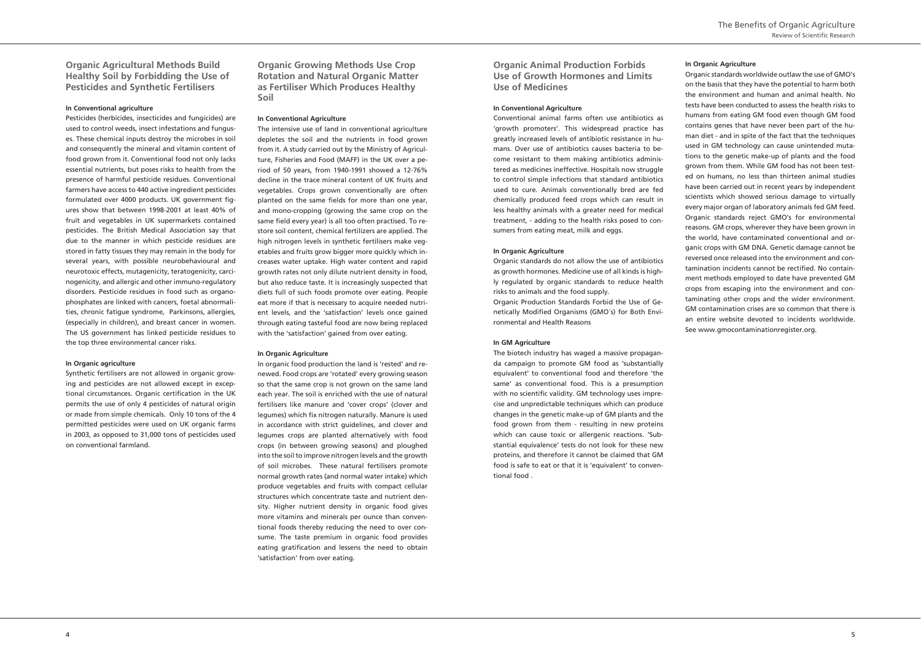## Organic Agricultural Methods Build Healthy Soil by Forbidding the Use of Pesticides and Synthetic Fertilisers

### In Conventional agriculture

Pesticides (herbicides, insecticides and fungicides) are used to control weeds, insect infestations and funguses. These chemical inputs destroy the microbes in soil and consequently the mineral and vitamin content of food grown from it. Conventional food not only lacks essential nutrients, but poses risks to health from the presence of harmful pesticide residues. Conventional farmers have access to 440 active ingredient pesticides formulated over 4000 products. UK government figures show that between 1998-2001 at least 40% of fruit and vegetables in UK supermarkets contained pesticides. The British Medical Association say that due to the manner in which pesticide residues are stored in fatty tissues they may remain in the body for several years, with possible neurobehavioural and neurotoxic effects, mutagenicity, teratogenicity, carcinogenicity, and allergic and other immuno-regulatory disorders. Pesticide residues in food such as organophosphates are linked with cancers, foetal abnormalities, chronic fatigue syndrome, Parkinsons, allergies, (especially in children), and breast cancer in women. The US government has linked pesticide residues to the top three environmental cancer risks.

### In Organic agriculture

Synthetic fertilisers are not allowed in organic growing and pesticides are not allowed except in exceptional circumstances. Organic certification in the UK permits the use of only 4 pesticides of natural origin or made from simple chemicals. Only 10 tons of the 4 permitted pesticides were used on UK organic farms in 2003, as opposed to 31,000 tons of pesticides used on conventional farmland.

## Organic Growing Methods Use Crop Rotation and Natural Organic Matter as Fertiliser Which Produces Healthy Soil

### In Conventional Agriculture

The intensive use of land in conventional agriculture depletes the soil and the nutrients in food grown from it. A study carried out by the Ministry of Agriculture, Fisheries and Food (MAFF) in the UK over a period of 50 years, from 1940-1991 showed a 12-76% decline in the trace mineral content of UK fruits and vegetables. Crops grown conventionally are often planted on the same fields for more than one year, and mono-cropping (growing the same crop on the same field every year) is all too often practised. To restore soil content, chemical fertilizers are applied. The high nitrogen levels in synthetic fertilisers make vegetables and fruits grow bigger more quickly which increases water uptake. High water content and rapid growth rates not only dilute nutrient density in food, but also reduce taste. It is increasingly suspected that diets full of such foods promote over eating. People eat more if that is necessary to acquire needed nutrient levels, and the 'satisfaction' levels once gained through eating tasteful food are now being replaced with the 'satisfaction' gained from over eating.

### In Organic Agriculture

In organic food production the land is 'rested' and renewed. Food crops are 'rotated' every growing season so that the same crop is not grown on the same land each year. The soil is enriched with the use of natural fertilisers like manure and 'cover crops' (clover and legumes) which fix nitrogen naturally. Manure is used in accordance with strict guidelines, and clover and legumes crops are planted alternatively with food crops (in between growing seasons) and ploughed into the soil to improve nitrogen levels and the growth of soil microbes. These natural fertilisers promote normal growth rates (and normal water intake) which produce vegetables and fruits with compact cellular structures which concentrate taste and nutrient density. Higher nutrient density in organic food gives more vitamins and minerals per ounce than conventional foods thereby reducing the need to over consume. The taste premium in organic food provides eating gratification and lessens the need to obtain 'satisfaction' from over eating.

## Organic Animal Production Forbids Use of Growth Hormones and Limits Use of Medicines

### In Conventional Agriculture

Conventional animal farms often use antibiotics as 'growth promoters'. This widespread practice has greatly increased levels of antibiotic resistance in humans. Over use of antibiotics causes bacteria to become resistant to them making antibiotics administered as medicines ineffective. Hospitals now struggle to control simple infections that standard antibiotics used to cure. Animals conventionally bred are fed chemically produced feed crops which can result in less healthy animals with a greater need for medical treatment, - adding to the health risks posed to consumers from eating meat, milk and eggs.

### In Organic Agriculture

Organic standards do not allow the use of antibiotics as growth hormones. Medicine use of all kinds is highly regulated by organic standards to reduce health risks to animals and the food supply.

Organic Production Standards Forbid the Use of Genetically Modified Organisms (GMO´s) for Both Environmental and Health Reasons

### In GM Agriculture

The biotech industry has waged a massive propaganda campaign to promote GM food as 'substantially equivalent' to conventional food and therefore 'the same' as conventional food. This is a presumption with no scientific validity. GM technology uses imprecise and unpredictable techniques which can produce changes in the genetic make-up of GM plants and the food grown from them - resulting in new proteins which can cause toxic or allergenic reactions. 'Substantial equivalence' tests do not look for these new proteins, and therefore it cannot be claimed that GM food is safe to eat or that it is 'equivalent' to conventional food .

### In Organic Agriculture

Organic standards worldwide outlaw the use of GMO's on the basis that they have the potential to harm both the environment and human and animal health. No tests have been conducted to assess the health risks to humans from eating GM food even though GM food contains genes that have never been part of the human diet - and in spite of the fact that the techniques used in GM technology can cause unintended mutations to the genetic make-up of plants and the food grown from them. While GM food has not been tested on humans, no less than thirteen animal studies have been carried out in recent years by independent scientists which showed serious damage to virtually every major organ of laboratory animals fed GM feed. Organic standards reject GMO's for environmental reasons. GM crops, wherever they have been grown in the world, have contaminated conventional and organic crops with GM DNA. Genetic damage cannot be reversed once released into the environment and contamination incidents cannot be rectified. No containment methods employed to date have prevented GM crops from escaping into the environment and contaminating other crops and the wider environment. GM contamination crises are so common that there is an entire website devoted to incidents worldwide. See www.gmocontaminationregister.org.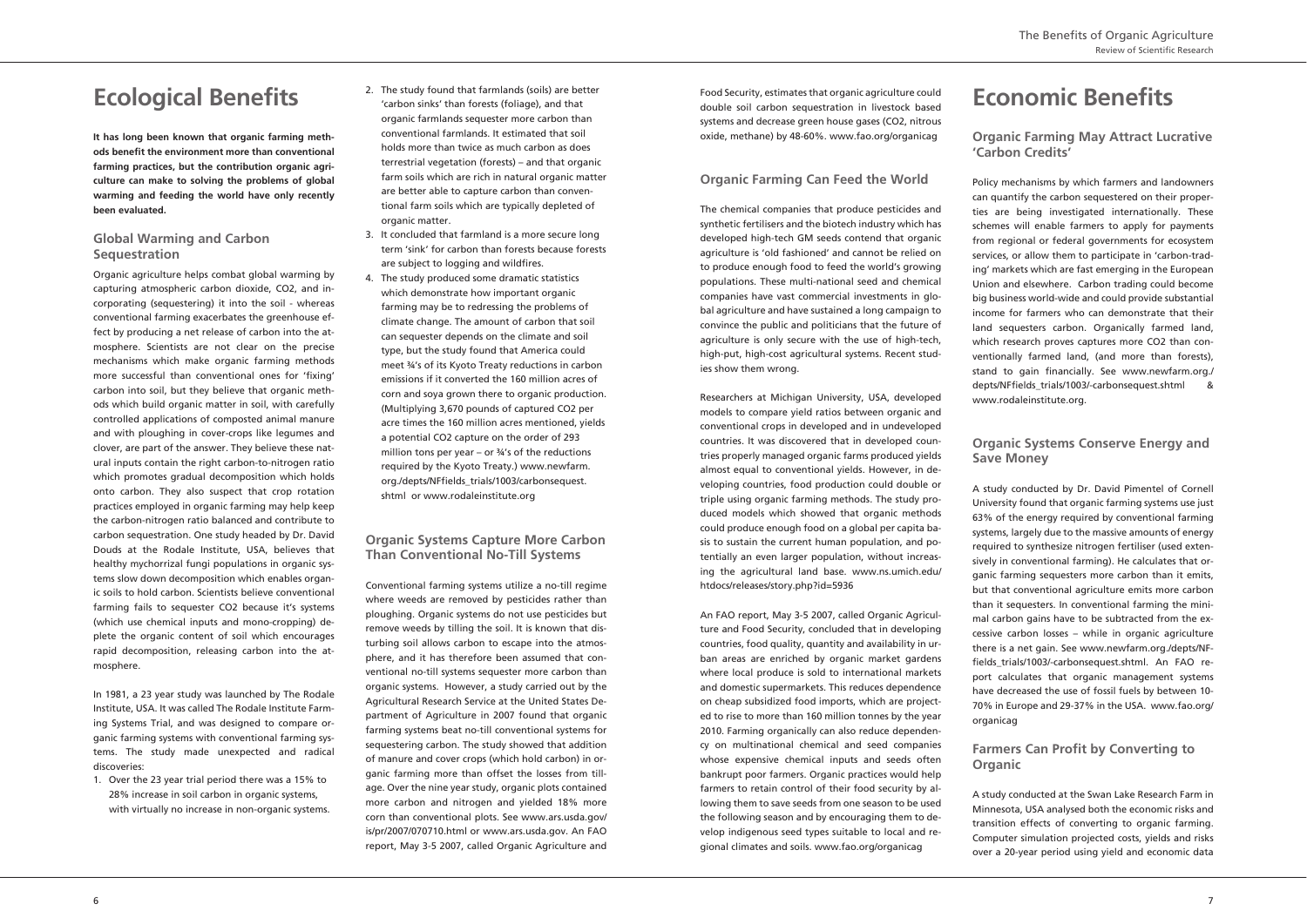# Ecological Benefits

**It has long been known that organic farming methods benefit the environment more than conventional farming practices, but the contribution organic agriculture can make to solving the problems of global warming and feeding the world have only recently been evaluated.**

## Global Warming and Carbon Sequestration

Organic agriculture helps combat global warming by capturing atmospheric carbon dioxide, CO2, and incorporating (sequestering) it into the soil - whereas conventional farming exacerbates the greenhouse effect by producing a net release of carbon into the atmosphere. Scientists are not clear on the precise mechanisms which make organic farming methods more successful than conventional ones for 'fixing' carbon into soil, but they believe that organic methods which build organic matter in soil, with carefully controlled applications of composted animal manure and with ploughing in cover-crops like legumes and clover, are part of the answer. They believe these natural inputs contain the right carbon-to-nitrogen ratio which promotes gradual decomposition which holds onto carbon. They also suspect that crop rotation practices employed in organic farming may help keep the carbon-nitrogen ratio balanced and contribute to carbon sequestration. One study headed by Dr. David Douds at the Rodale Institute, USA, believes that healthy mychorrizal fungi populations in organic systems slow down decomposition which enables organic soils to hold carbon. Scientists believe conventional farming fails to sequester CO2 because it's systems (which use chemical inputs and mono-cropping) deplete the organic content of soil which encourages rapid decomposition, releasing carbon into the atmosphere.

In 1981, a 23 year study was launched by The Rodale Institute, USA. It was called The Rodale Institute Farming Systems Trial, and was designed to compare organic farming systems with conventional farming systems. The study made unexpected and radical discoveries:

1. Over the 23 year trial period there was a 15% to 28% increase in soil carbon in organic systems, with virtually no increase in non-organic systems.
2. The study found that farmlands (soils) are better 'carbon sinks' than forests (foliage), and that organic farmlands sequester more carbon than conventional farmlands. It estimated that soil holds more than twice as much carbon as does terrestrial vegetation (forests) – and that organic farm soils which are rich in natural organic matter are better able to capture carbon than conventional farm soils which are typically depleted of organic matter.
3. It concluded that farmland is a more secure long term 'sink' for carbon than forests because forests are subject to logging and wildfires.
4. The study produced some dramatic statistics which demonstrate how important organic farming may be to redressing the problems of climate change. The amount of carbon that soil can sequester depends on the climate and soil type, but the study found that America could meet ¾'s of its Kyoto Treaty reductions in carbon emissions if it converted the 160 million acres of corn and soya grown there to organic production. (Multiplying 3,670 pounds of captured CO2 per acre times the 160 million acres mentioned, yields a potential CO2 capture on the order of 293 million tons per year – or ¾'s of the reductions required by the Kyoto Treaty.) www.newfarm.org./depts/NFfields_trials/1003/carbonsequest.shtml or www.rodaleinstitute.org

## Organic Systems Capture More Carbon Than Conventional No-Till Systems

Conventional farming systems utilize a no-till regime where weeds are removed by pesticides rather than ploughing. Organic systems do not use pesticides but remove weeds by tilling the soil. It is known that disturbing soil allows carbon to escape into the atmosphere, and it has therefore been assumed that conventional no-till systems sequester more carbon than organic systems. However, a study carried out by the Agricultural Research Service at the United States Department of Agriculture in 2007 found that organic farming systems beat no-till conventional systems for sequestering carbon. The study showed that addition of manure and cover crops (which hold carbon) in organic farming more than offset the losses from tillage. Over the nine year study, organic plots contained more carbon and nitrogen and yielded 18% more corn than conventional plots. See www.ars.usda.gov/is/pr/2007/070710.html or www.ars.usda.gov. An FAO report, May 3-5 2007, called Organic Agriculture and Food Security, estimates that organic agriculture could double soil carbon sequestration in livestock based systems and decrease green house gases (CO2, nitrous oxide, methane) by 48-60%. www.fao.org/organicag

## Organic Farming Can Feed the World

The chemical companies that produce pesticides and synthetic fertilisers and the biotech industry which has developed high-tech GM seeds contend that organic agriculture is 'old fashioned' and cannot be relied on to produce enough food to feed the world's growing populations. These multi-national seed and chemical companies have vast commercial investments in global agriculture and have sustained a long campaign to convince the public and politicians that the future of agriculture is only secure with the use of high-tech, high-put, high-cost agricultural systems. Recent studies show them wrong.

Researchers at Michigan University, USA, developed models to compare yield ratios between organic and conventional crops in developed and in undeveloped countries. It was discovered that in developed countries properly managed organic farms produced yields almost equal to conventional yields. However, in developing countries, food production could double or triple using organic farming methods. The study produced models which showed that organic methods could produce enough food on a global per capita basis to sustain the current human population, and potentially an even larger population, without increasing the agricultural land base. www.ns.umich.edu/htdocs/releases/story.php?id=5936

An FAO report, May 3-5 2007, called Organic Agriculture and Food Security, concluded that in developing countries, food quality, quantity and availability in urban areas are enriched by organic market gardens where local produce is sold to international markets and domestic supermarkets. This reduces dependence on cheap subsidized food imports, which are projected to rise to more than 160 million tonnes by the year 2010. Farming organically can also reduce dependency on multinational chemical and seed companies whose expensive chemical inputs and seeds often bankrupt poor farmers. Organic practices would help farmers to retain control of their food security by allowing them to save seeds from one season to be used the following season and by encouraging them to develop indigenous seed types suitable to local and regional climates and soils. www.fao.org/organicag

# Economic Benefits

## Organic Farming May Attract Lucrative 'Carbon Credits'

Policy mechanisms by which farmers and landowners can quantify the carbon sequestered on their properties are being investigated internationally. These schemes will enable farmers to apply for payments from regional or federal governments for ecosystem services, or allow them to participate in 'carbon-trading' markets which are fast emerging in the European Union and elsewhere. Carbon trading could become big business world-wide and could provide substantial income for farmers who can demonstrate that their land sequesters carbon. Organically farmed land, which research proves captures more CO2 than conventionally farmed land, (and more than forests), stand to gain financially. See www.newfarm.org./depts/NFfields_trials/1003/carbonsequest.shtml & www.rodaleinstitute.org.

## Organic Systems Conserve Energy and Save Money

A study conducted by Dr. David Pimentel of Cornell University found that organic farming systems use just 63% of the energy required by conventional farming systems, largely due to the massive amounts of energy required to synthesize nitrogen fertiliser (used extensively in conventional farming). He calculates that organic farming sequesters more carbon than it emits, but that conventional agriculture emits more carbon than it sequesters. In conventional farming the minimal carbon gains have to be subtracted from the excessive carbon losses – while in organic agriculture there is a net gain. See www.newfarm.org./depts/NFfields_trials/1003/-carbonsequest.shtml. An FAO report calculates that organic management systems have decreased the use of fossil fuels by between 10-70% in Europe and 29-37% in the USA. www.fao.org/organicag

## Farmers Can Profit by Converting to Organic

A study conducted at the Swan Lake Research Farm in Minnesota, USA analysed both the economic risks and transition effects of converting to organic farming. Computer simulation projected costs, yields and risks over a 20-year period using yield and economic data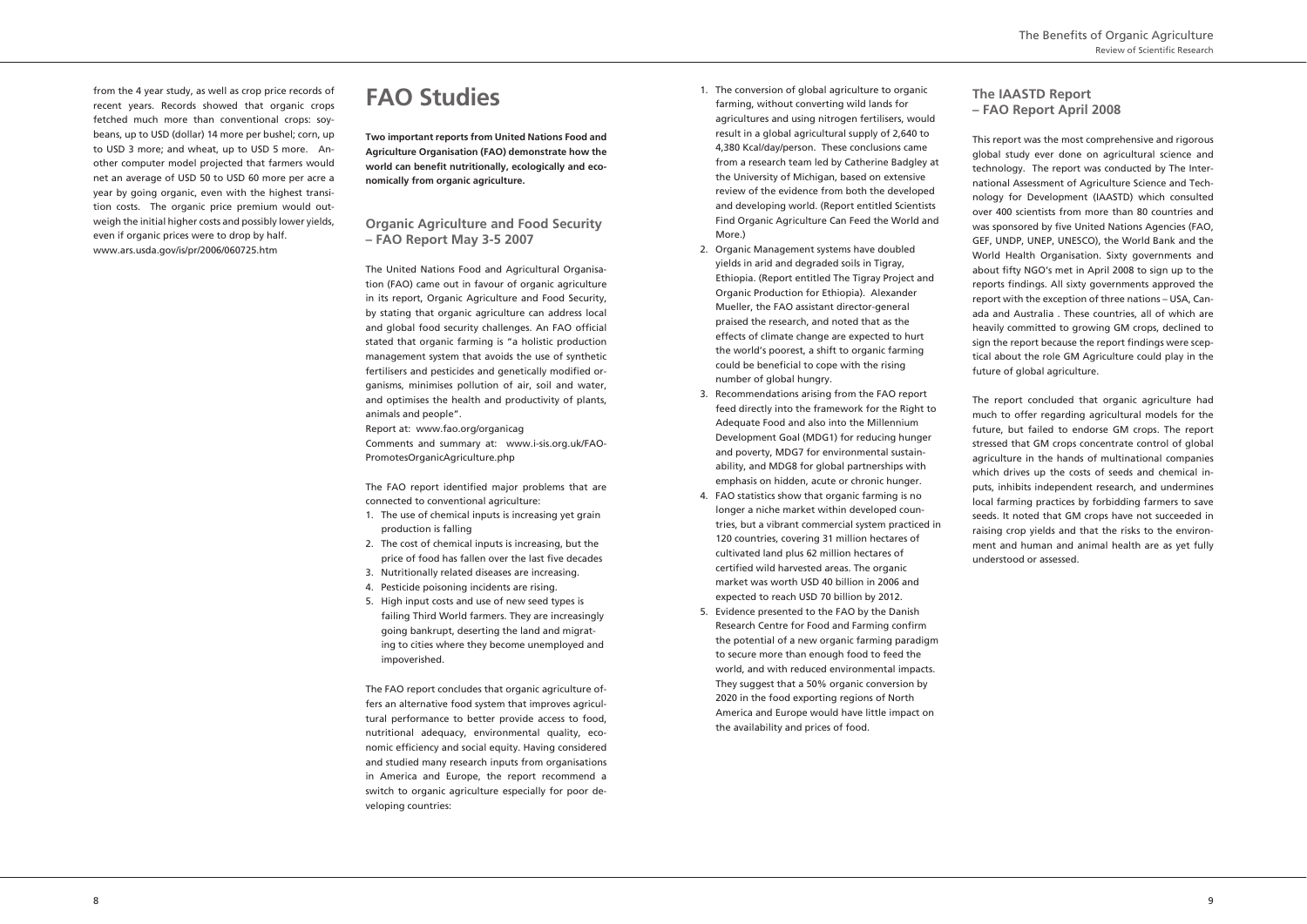from the 4 year study, as well as crop price records of recent years. Records showed that organic crops fetched much more than conventional crops: soybeans, up to USD (dollar) 14 more per bushel; corn, up to USD 3 more; and wheat, up to USD 5 more. Another computer model projected that farmers would net an average of USD 50 to USD 60 more per acre a year by going organic, even with the highest transition costs. The organic price premium would outweigh the initial higher costs and possibly lower yields, even if organic prices were to drop by half.
www.ars.usda.gov/is/pr/2006/060725.htm

# FAO Studies

**Two important reports from United Nations Food and Agriculture Organisation (FAO) demonstrate how the world can benefit nutritionally, ecologically and economically from organic agriculture.**

## Organic Agriculture and Food Security – FAO Report May 3-5 2007

The United Nations Food and Agricultural Organisation (FAO) came out in favour of organic agriculture in its report, Organic Agriculture and Food Security, by stating that organic agriculture can address local and global food security challenges. An FAO official stated that organic farming is "a holistic production management system that avoids the use of synthetic fertilisers and pesticides and genetically modified organisms, minimises pollution of air, soil and water, and optimises the health and productivity of plants, animals and people".

Report at: www.fao.org/organicag
Comments and summary at: www.i-sis.org.uk/FAO-PromotesOrganicAgriculture.php

The FAO report identified major problems that are connected to conventional agriculture:

1. The use of chemical inputs is increasing yet grain production is falling
2. The cost of chemical inputs is increasing, but the price of food has fallen over the last five decades
3. Nutritionally related diseases are increasing.
4. Pesticide poisoning incidents are rising.
5. High input costs and use of new seed types is failing Third World farmers. They are increasingly going bankrupt, deserting the land and migrating to cities where they become unemployed and impoverished.

The FAO report concludes that organic agriculture offers an alternative food system that improves agricultural performance to better provide access to food, nutritional adequacy, environmental quality, economic efficiency and social equity. Having considered and studied many research inputs from organisations in America and Europe, the report recommend a switch to organic agriculture especially for poor developing countries:

1. The conversion of global agriculture to organic farming, without converting wild lands for agricultures and using nitrogen fertilisers, would result in a global agricultural supply of 2,640 to 4,380 Kcal/day/person. These conclusions came from a research team led by Catherine Badgley at the University of Michigan, based on extensive review of the evidence from both the developed and developing world. (Report entitled Scientists Find Organic Agriculture Can Feed the World and More.)
2. Organic Management systems have doubled yields in arid and degraded soils in Tigray, Ethiopia. (Report entitled The Tigray Project and Organic Production for Ethiopia). Alexander Mueller, the FAO assistant director-general praised the research, and noted that as the effects of climate change are expected to hurt the world's poorest, a shift to organic farming could be beneficial to cope with the rising number of global hungry.
3. Recommendations arising from the FAO report feed directly into the framework for the Right to Adequate Food and also into the Millennium Development Goal (MDG1) for reducing hunger and poverty, MDG7 for environmental sustainability, and MDG8 for global partnerships with emphasis on hidden, acute or chronic hunger.
4. FAO statistics show that organic farming is no longer a niche market within developed countries, but a vibrant commercial system practiced in 120 countries, covering 31 million hectares of cultivated land plus 62 million hectares of certified wild harvested areas. The organic market was worth USD 40 billion in 2006 and expected to reach USD 70 billion by 2012.
5. Evidence presented to the FAO by the Danish Research Centre for Food and Farming confirm the potential of a new organic farming paradigm to secure more than enough food to feed the world, and with reduced environmental impacts. They suggest that a 50% organic conversion by 2020 in the food exporting regions of North America and Europe would have little impact on the availability and prices of food.

## The IAASTD Report – FAO Report April 2008

This report was the most comprehensive and rigorous global study ever done on agricultural science and technology. The report was conducted by The International Assessment of Agriculture Science and Technology for Development (IAASTD) which consulted over 400 scientists from more than 80 countries and was sponsored by five United Nations Agencies (FAO, GEF, UNDP, UNEP, UNESCO), the World Bank and the World Health Organisation. Sixty governments and about fifty NGO's met in April 2008 to sign up to the reports findings. All sixty governments approved the report with the exception of three nations – USA, Canada and Australia . These countries, all of which are heavily committed to growing GM crops, declined to sign the report because the report findings were sceptical about the role GM Agriculture could play in the future of global agriculture.

The report concluded that organic agriculture had much to offer regarding agricultural models for the future, but failed to endorse GM crops. The report stressed that GM crops concentrate control of global agriculture in the hands of multinational companies which drives up the costs of seeds and chemical inputs, inhibits independent research, and undermines local farming practices by forbidding farmers to save seeds. It noted that GM crops have not succeeded in raising crop yields and that the risks to the environment and human and animal health are as yet fully understood or assessed.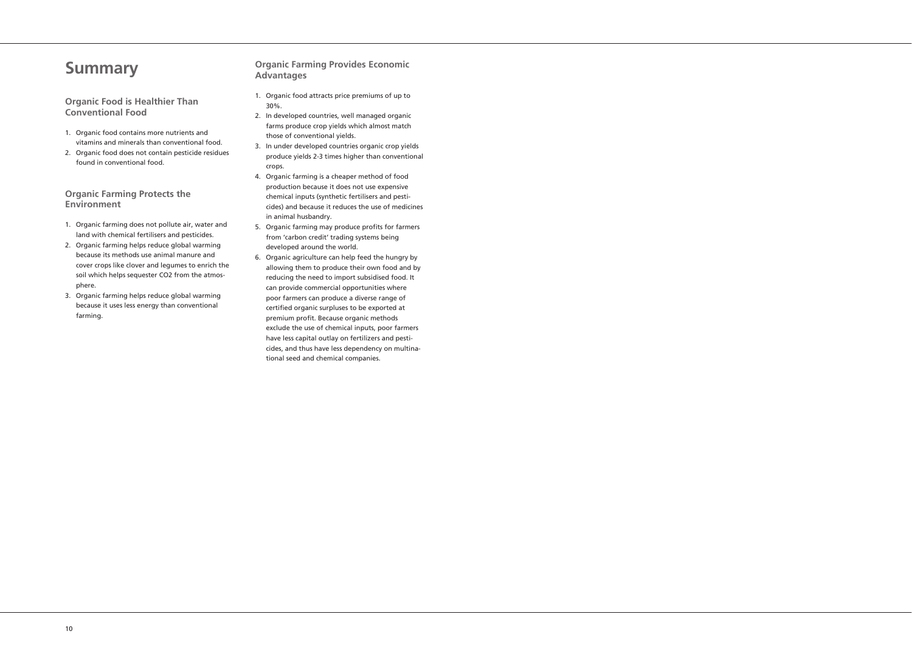# Summary

## Organic Food is Healthier Than Conventional Food

1. Organic food contains more nutrients and vitamins and minerals than conventional food.
2. Organic food does not contain pesticide residues found in conventional food.

## Organic Farming Protects the Environment

1. Organic farming does not pollute air, water and land with chemical fertilisers and pesticides.
2. Organic farming helps reduce global warming because its methods use animal manure and cover crops like clover and legumes to enrich the soil which helps sequester CO2 from the atmosphere.
3. Organic farming helps reduce global warming because it uses less energy than conventional farming.

## Organic Farming Provides Economic Advantages

1. Organic food attracts price premiums of up to 30%.
2. In developed countries, well managed organic farms produce crop yields which almost match those of conventional yields.
3. In under developed countries organic crop yields produce yields 2-3 times higher than conventional crops.
4. Organic farming is a cheaper method of food production because it does not use expensive chemical inputs (synthetic fertilisers and pesticides) and because it reduces the use of medicines in animal husbandry.
5. Organic farming may produce profits for farmers from 'carbon credit' trading systems being developed around the world.
6. Organic agriculture can help feed the hungry by allowing them to produce their own food and by reducing the need to import subsidised food. It can provide commercial opportunities where poor farmers can produce a diverse range of certified organic surpluses to be exported at premium profit. Because organic methods exclude the use of chemical inputs, poor farmers have less capital outlay on fertilizers and pesticides, and thus have less dependency on multinational seed and chemical companies.